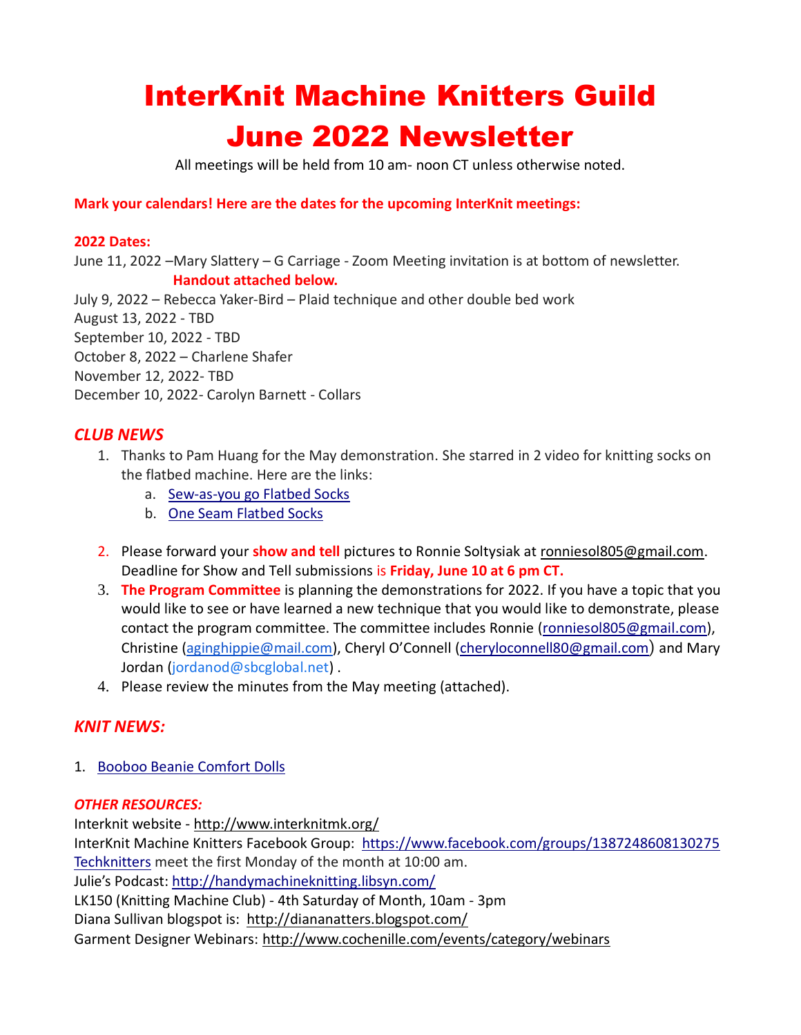# InterKnit Machine Knitters Guild
# June 2022 Newsletter

All meetings will be held from 10 am- noon CT unless otherwise noted.

**Mark your calendars! Here are the dates for the upcoming InterKnit meetings:**

**2022 Dates:**

June 11, 2022 –Mary Slattery – G Carriage - Zoom Meeting invitation is at bottom of newsletter.
**Handout attached below.**
July 9, 2022 – Rebecca Yaker-Bird – Plaid technique and other double bed work
August 13, 2022 - TBD
September 10, 2022 - TBD
October 8, 2022 – Charlene Shafer
November 12, 2022- TBD
December 10, 2022- Carolyn Barnett - Collars

## *CLUB NEWS*

1. Thanks to Pam Huang for the May demonstration. She starred in 2 video for knitting socks on the flatbed machine. Here are the links:
   a. Sew-as-you go Flatbed Socks
   b. One Seam Flatbed Socks
2. Please forward your **show and tell** pictures to Ronnie Soltysiak at ronniesol805@gmail.com. Deadline for Show and Tell submissions is **Friday, June 10 at 6 pm CT.**
3. **The Program Committee** is planning the demonstrations for 2022. If you have a topic that you would like to see or have learned a new technique that you would like to demonstrate, please contact the program committee. The committee includes Ronnie (ronniesol805@gmail.com), Christine (aginghippie@mail.com), Cheryl O'Connell (cheryloconnell80@gmail.com) and Mary Jordan (jordanod@sbcglobal.net) .
4. Please review the minutes from the May meeting (attached).

## *KNIT NEWS:*

1. Booboo Beanie Comfort Dolls

### *OTHER RESOURCES:*

Interknit website - http://www.interknitmk.org/
InterKnit Machine Knitters Facebook Group: https://www.facebook.com/groups/1387248608130275
Techknitters meet the first Monday of the month at 10:00 am.
Julie's Podcast: http://handymachineknitting.libsyn.com/
LK150 (Knitting Machine Club) - 4th Saturday of Month, 10am - 3pm
Diana Sullivan blogspot is: http://diananatters.blogspot.com/
Garment Designer Webinars: http://www.cochenille.com/events/category/webinars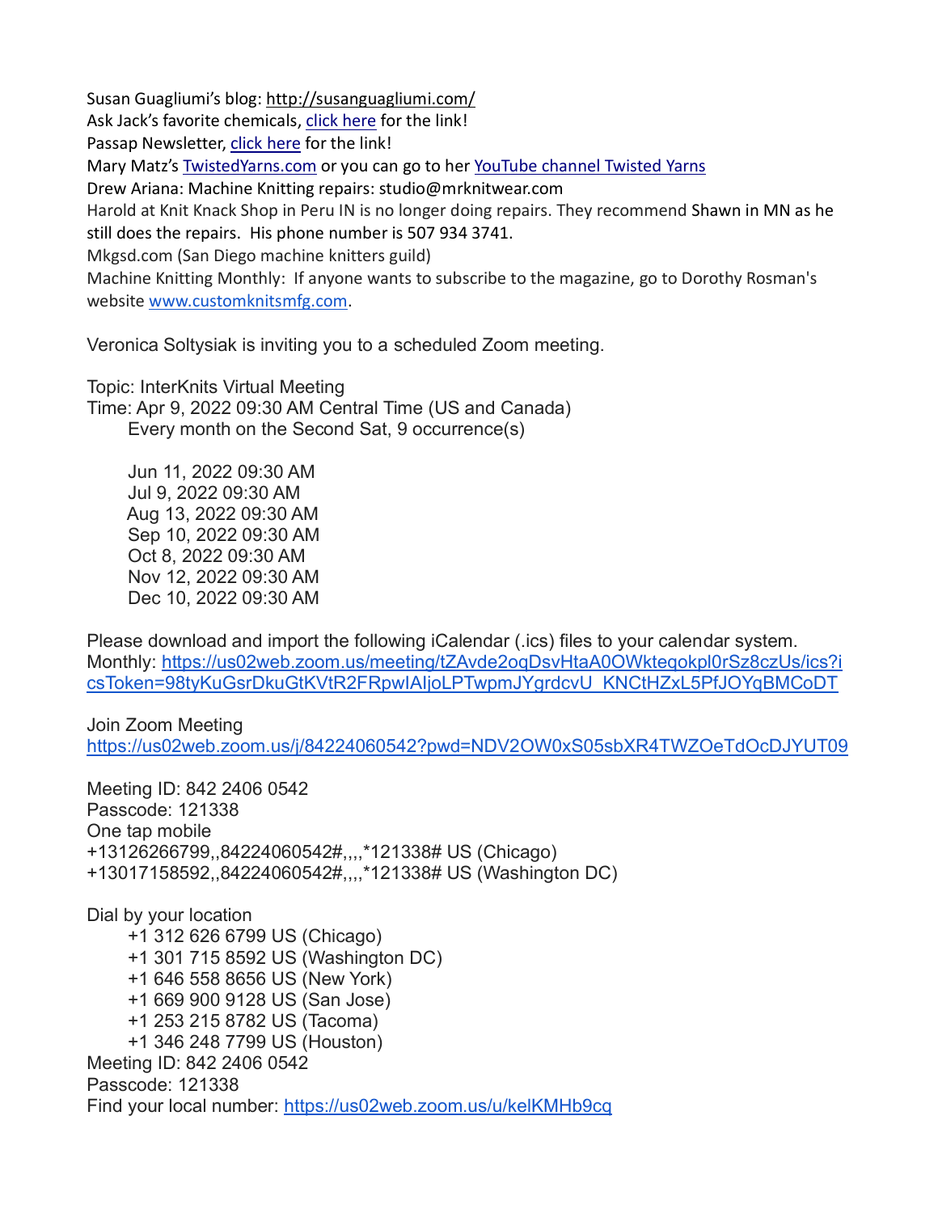Susan Guagliumi's blog: http://susanguagliumi.com/
Ask Jack's favorite chemicals, click here for the link!
Passap Newsletter, click here for the link!
Mary Matz's TwistedYarns.com or you can go to her YouTube channel Twisted Yarns
Drew Ariana: Machine Knitting repairs: studio@mrknitwear.com
Harold at Knit Knack Shop in Peru IN is no longer doing repairs. They recommend Shawn in MN as he still does the repairs. His phone number is 507 934 3741.
Mkgsd.com (San Diego machine knitters guild)
Machine Knitting Monthly: If anyone wants to subscribe to the magazine, go to Dorothy Rosman's website www.customknitsmfg.com.

Veronica Soltysiak is inviting you to a scheduled Zoom meeting.

Topic: InterKnits Virtual Meeting
Time: Apr 9, 2022 09:30 AM Central Time (US and Canada)
Every month on the Second Sat, 9 occurrence(s)

Jun 11, 2022 09:30 AM
Jul 9, 2022 09:30 AM
Aug 13, 2022 09:30 AM
Sep 10, 2022 09:30 AM
Oct 8, 2022 09:30 AM
Nov 12, 2022 09:30 AM
Dec 10, 2022 09:30 AM

Please download and import the following iCalendar (.ics) files to your calendar system.
Monthly: https://us02web.zoom.us/meeting/tZAvde2oqDsvHtaA0OWkteqokpl0rSz8czUs/ics?icsToken=98tyKuGsrDkuGtKVtR2FRpwIAIjoLPTwpmJYgrdcvU_KNCtHZxL5PfJOYqBMCoDT

Join Zoom Meeting
https://us02web.zoom.us/j/84224060542?pwd=NDV2OW0xS05sbXR4TWZOeTdOcDJYUT09

Meeting ID: 842 2406 0542
Passcode: 121338
One tap mobile
+13126266799,,84224060542#,,,,*121338# US (Chicago)
+13017158592,,84224060542#,,,,*121338# US (Washington DC)

Dial by your location
+1 312 626 6799 US (Chicago)
+1 301 715 8592 US (Washington DC)
+1 646 558 8656 US (New York)
+1 669 900 9128 US (San Jose)
+1 253 215 8782 US (Tacoma)
+1 346 248 7799 US (Houston)
Meeting ID: 842 2406 0542
Passcode: 121338
Find your local number: https://us02web.zoom.us/u/kelKMHb9cq